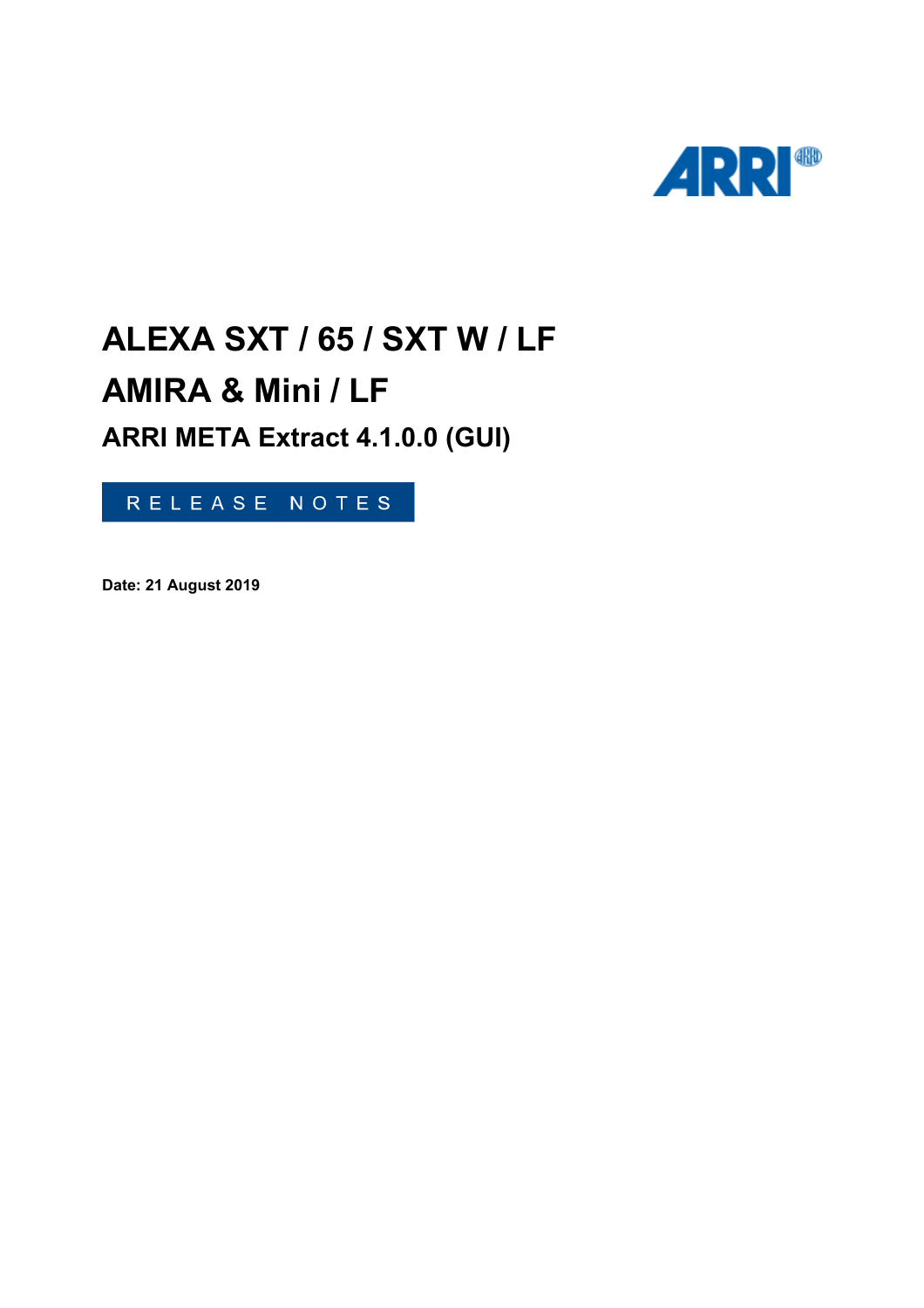# ALEXA SXT / 65 / SXT W / LF

# AMIRA & Mini / LF

## ARRI META Extract 4.1.0.0 (GUI)

RELEASE NOTES

**Date: 21 August 2019**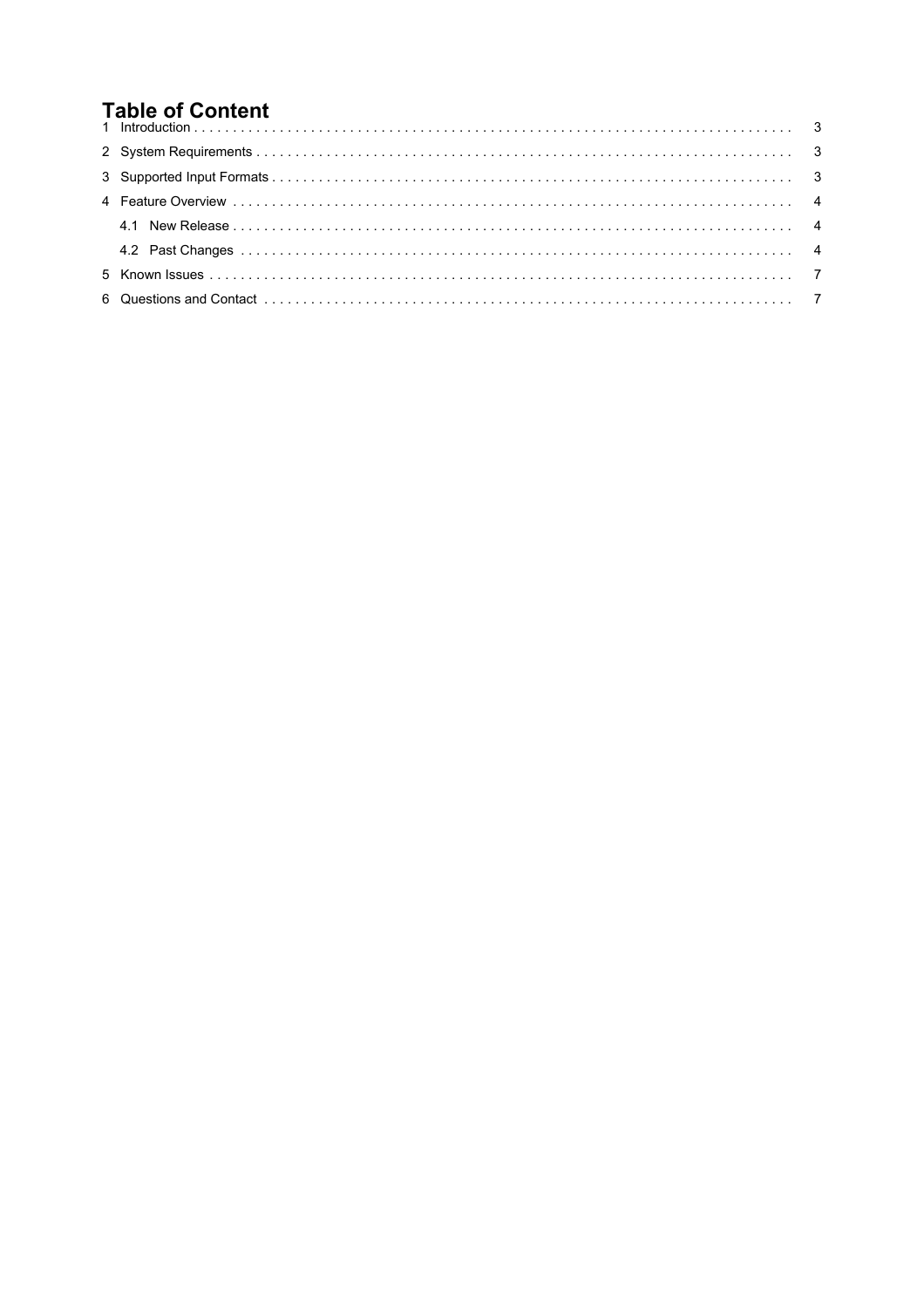# Table of Content

1 Introduction . . . . . . . . . . . . . . . . . . . . . . . . . . . . . . . . . . . . . . . . . . . . . . . . . . . . . . . . . . . . . . . . . . . . . . . . . . . 3

2 System Requirements . . . . . . . . . . . . . . . . . . . . . . . . . . . . . . . . . . . . . . . . . . . . . . . . . . . . . . . . . . . . . . . . . . . . 3

3 Supported Input Formats . . . . . . . . . . . . . . . . . . . . . . . . . . . . . . . . . . . . . . . . . . . . . . . . . . . . . . . . . . . . . . . . . 3

4 Feature Overview . . . . . . . . . . . . . . . . . . . . . . . . . . . . . . . . . . . . . . . . . . . . . . . . . . . . . . . . . . . . . . . . . . . . . . 4

  4.1 New Release . . . . . . . . . . . . . . . . . . . . . . . . . . . . . . . . . . . . . . . . . . . . . . . . . . . . . . . . . . . . . . . . . . . . 4

  4.2 Past Changes . . . . . . . . . . . . . . . . . . . . . . . . . . . . . . . . . . . . . . . . . . . . . . . . . . . . . . . . . . . . . . . . . . . 4

5 Known Issues . . . . . . . . . . . . . . . . . . . . . . . . . . . . . . . . . . . . . . . . . . . . . . . . . . . . . . . . . . . . . . . . . . . . . . . 7

6 Questions and Contact . . . . . . . . . . . . . . . . . . . . . . . . . . . . . . . . . . . . . . . . . . . . . . . . . . . . . . . . . . . . . . . . . 7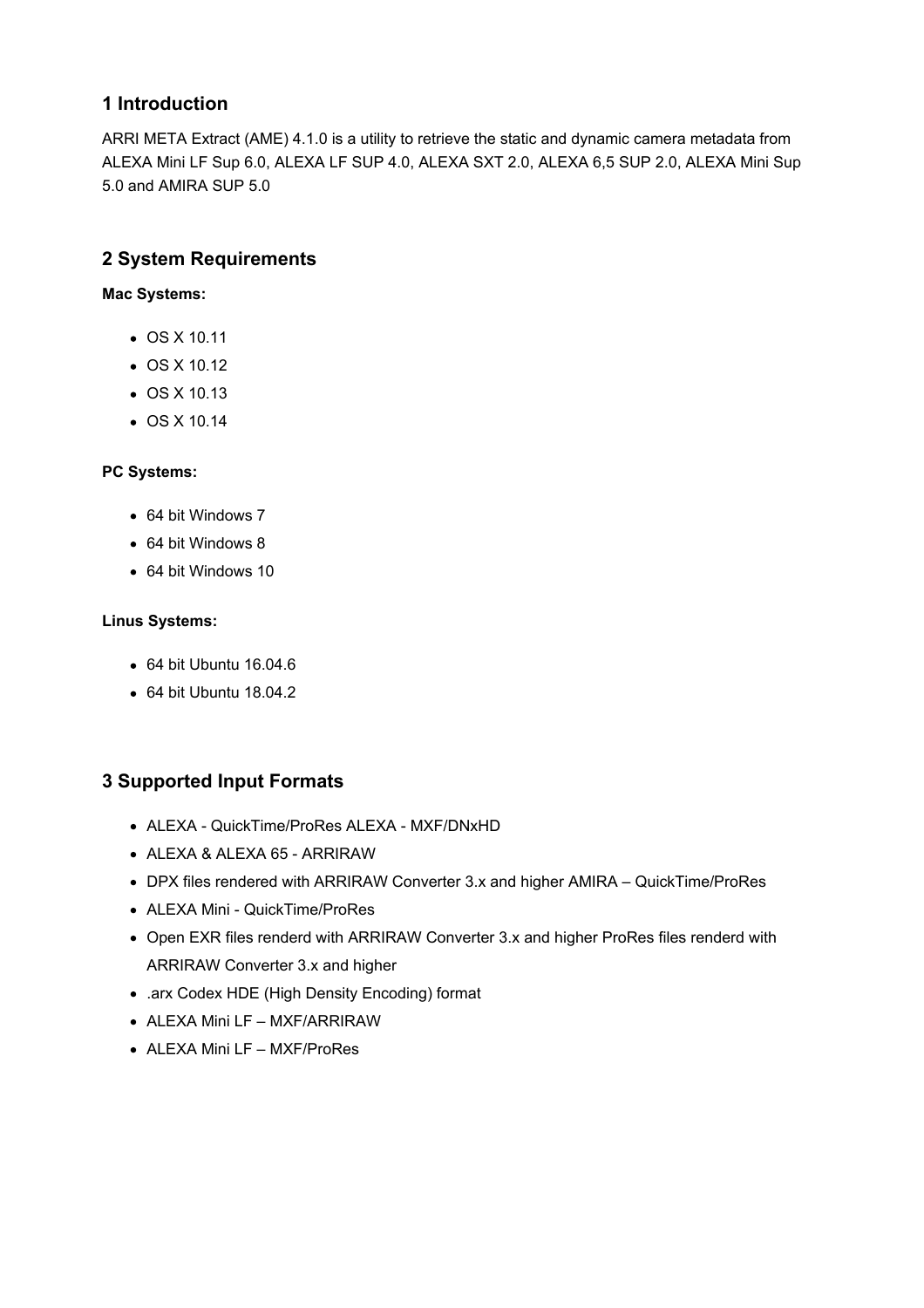## 1 Introduction

ARRI META Extract (AME) 4.1.0 is a utility to retrieve the static and dynamic camera metadata from ALEXA Mini LF Sup 6.0, ALEXA LF SUP 4.0, ALEXA SXT 2.0, ALEXA 6,5 SUP 2.0, ALEXA Mini Sup 5.0 and AMIRA SUP 5.0

## 2 System Requirements

**Mac Systems:**

- OS X 10.11
- OS X 10.12
- OS X 10.13
- OS X 10.14

**PC Systems:**

- 64 bit Windows 7
- 64 bit Windows 8
- 64 bit Windows 10

**Linus Systems:**

- 64 bit Ubuntu 16.04.6
- 64 bit Ubuntu 18.04.2

## 3 Supported Input Formats

- ALEXA - QuickTime/ProRes ALEXA - MXF/DNxHD
- ALEXA & ALEXA 65 - ARRIRAW
- DPX files rendered with ARRIRAW Converter 3.x and higher AMIRA – QuickTime/ProRes
- ALEXA Mini - QuickTime/ProRes
- Open EXR files renderd with ARRIRAW Converter 3.x and higher ProRes files renderd with ARRIRAW Converter 3.x and higher
- .arx Codex HDE (High Density Encoding) format
- ALEXA Mini LF – MXF/ARRIRAW
- ALEXA Mini LF – MXF/ProRes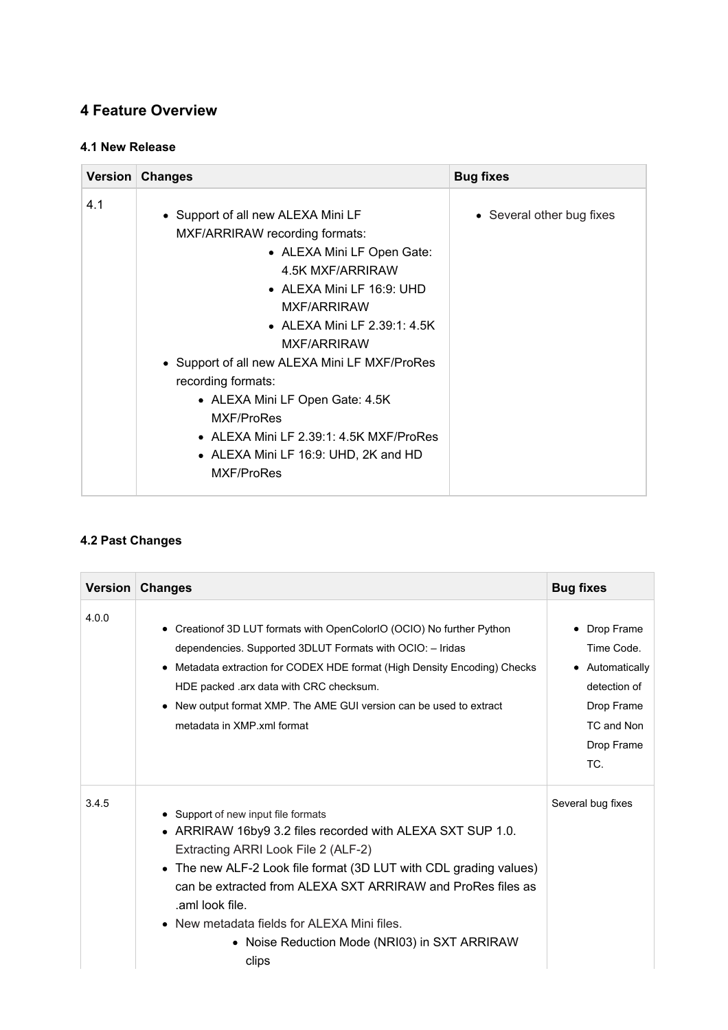## 4 Feature Overview

### 4.1 New Release

| Version | Changes | Bug fixes |
| --- | --- | --- |
| 4.1 | • Support of all new ALEXA Mini LF MXF/ARRIRAW recording formats:<br>  • ALEXA Mini LF Open Gate: 4.5K MXF/ARRIRAW<br>  • ALEXA Mini LF 16:9: UHD MXF/ARRIRAW<br>  • ALEXA Mini LF 2.39:1: 4.5K MXF/ARRIRAW<br>• Support of all new ALEXA Mini LF MXF/ProRes recording formats:<br>  • ALEXA Mini LF Open Gate: 4.5K MXF/ProRes<br>  • ALEXA Mini LF 2.39:1: 4.5K MXF/ProRes<br>  • ALEXA Mini LF 16:9: UHD, 2K and HD MXF/ProRes | • Several other bug fixes |

### 4.2 Past Changes

| Version | Changes | Bug fixes |
| --- | --- | --- |
| 4.0.0 | • Creationof 3D LUT formats with OpenColorIO (OCIO) No further Python dependencies. Supported 3DLUT Formats with OCIO: – Iridas<br>• Metadata extraction for CODEX HDE format (High Density Encoding) Checks HDE packed .arx data with CRC checksum.<br>• New output format XMP. The AME GUI version can be used to extract metadata in XMP.xml format | • Drop Frame Time Code.<br>• Automatically detection of Drop Frame TC and Non Drop Frame TC. |
| 3.4.5 | • Support of new input file formats<br>• ARRIRAW 16by9 3.2 files recorded with ALEXA SXT SUP 1.0. Extracting ARRI Look File 2 (ALF-2)<br>• The new ALF-2 Look file format (3D LUT with CDL grading values) can be extracted from ALEXA SXT ARRIRAW and ProRes files as .aml look file.<br>• New metadata fields for ALEXA Mini files.<br>  • Noise Reduction Mode (NRI03) in SXT ARRIRAW clips | Several bug fixes |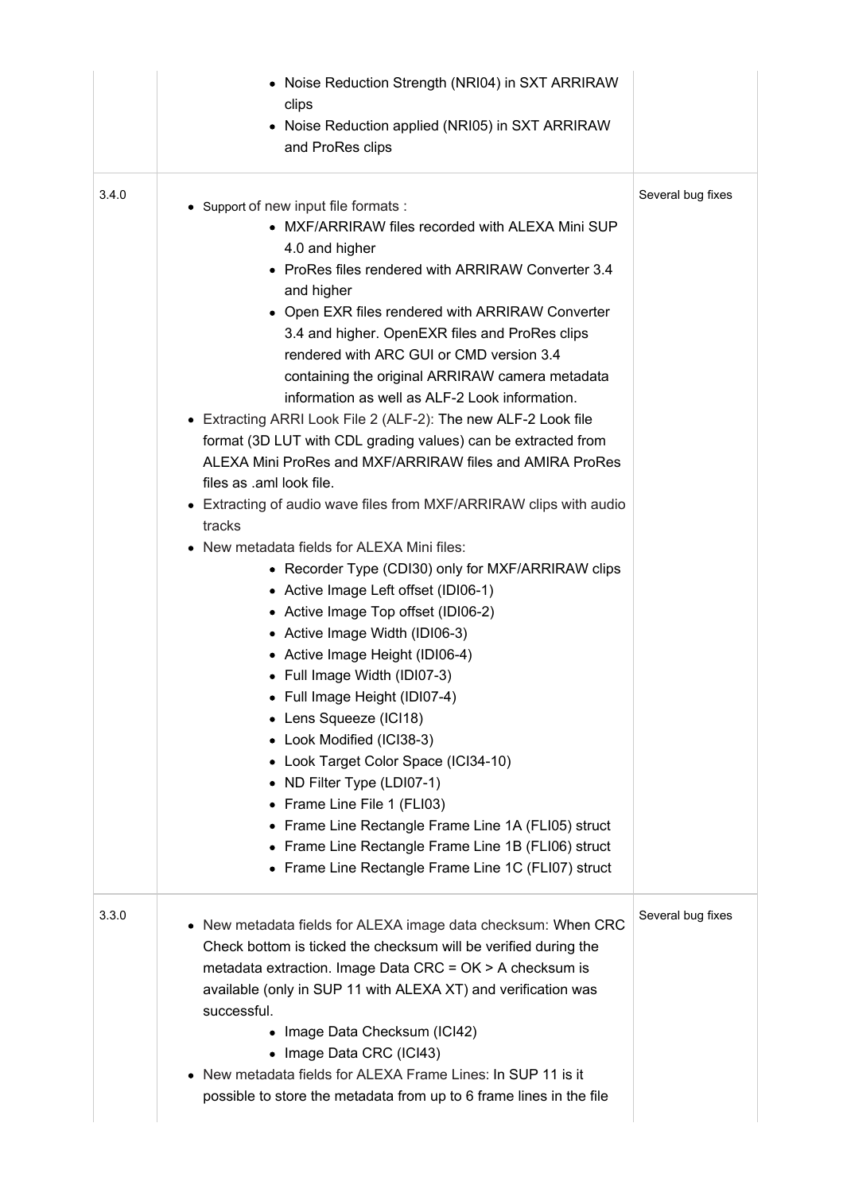| | | |
|---|---|---|
| | <ul><li>Noise Reduction Strength (NRI04) in SXT ARRIRAW clips</li><li>Noise Reduction applied (NRI05) in SXT ARRIRAW and ProRes clips</li></ul> | |
| 3.4.0 | <ul><li>Support of new input file formats :<ul><li>MXF/ARRIRAW files recorded with ALEXA Mini SUP 4.0 and higher</li><li>ProRes files rendered with ARRIRAW Converter 3.4 and higher</li><li>Open EXR files rendered with ARRIRAW Converter 3.4 and higher. OpenEXR files and ProRes clips rendered with ARC GUI or CMD version 3.4 containing the original ARRIRAW camera metadata information as well as ALF-2 Look information.</li></ul></li><li>Extracting ARRI Look File 2 (ALF-2): The new ALF-2 Look file format (3D LUT with CDL grading values) can be extracted from ALEXA Mini ProRes and MXF/ARRIRAW files and AMIRA ProRes files as .aml look file.</li><li>Extracting of audio wave files from MXF/ARRIRAW clips with audio tracks</li><li>New metadata fields for ALEXA Mini files:<ul><li>Recorder Type (CDI30) only for MXF/ARRIRAW clips</li><li>Active Image Left offset (IDI06-1)</li><li>Active Image Top offset (IDI06-2)</li><li>Active Image Width (IDI06-3)</li><li>Active Image Height (IDI06-4)</li><li>Full Image Width (IDI07-3)</li><li>Full Image Height (IDI07-4)</li><li>Lens Squeeze (ICI18)</li><li>Look Modified (ICI38-3)</li><li>Look Target Color Space (ICI34-10)</li><li>ND Filter Type (LDI07-1)</li><li>Frame Line File 1 (FLI03)</li><li>Frame Line Rectangle Frame Line 1A (FLI05) struct</li><li>Frame Line Rectangle Frame Line 1B (FLI06) struct</li><li>Frame Line Rectangle Frame Line 1C (FLI07) struct</li></ul></li></ul> | Several bug fixes |
| 3.3.0 | <ul><li>New metadata fields for ALEXA image data checksum: When CRC Check bottom is ticked the checksum will be verified during the metadata extraction. Image Data CRC = OK > A checksum is available (only in SUP 11 with ALEXA XT) and verification was successful.<ul><li>Image Data Checksum (ICI42)</li><li>Image Data CRC (ICI43)</li></ul></li><li>New metadata fields for ALEXA Frame Lines: In SUP 11 is it possible to store the metadata from up to 6 frame lines in the file</li></ul> | Several bug fixes |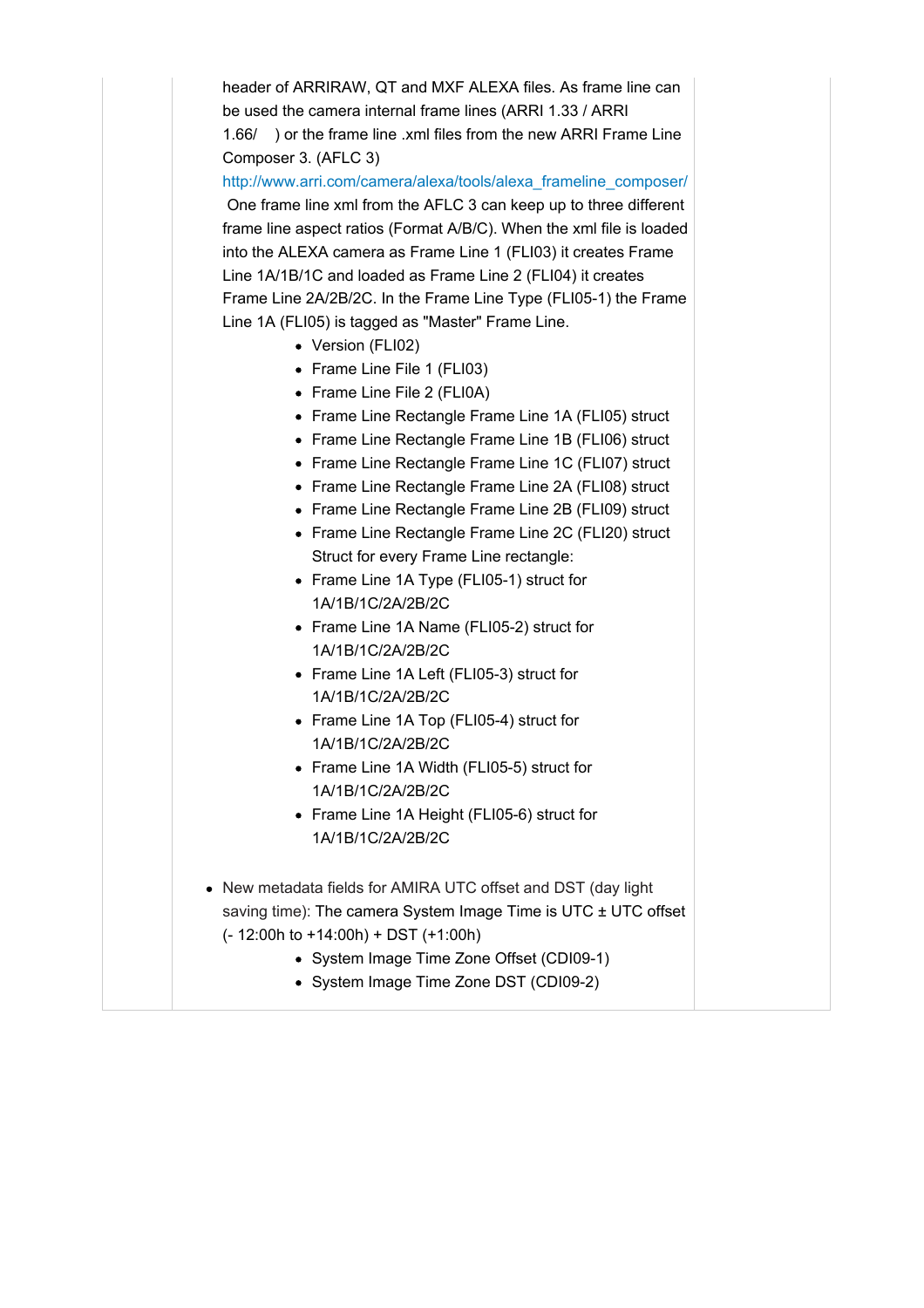header of ARRIRAW, QT and MXF ALEXA files. As frame line can be used the camera internal frame lines (ARRI 1.33 / ARRI 1.66/ ) or the frame line .xml files from the new ARRI Frame Line Composer 3. (AFLC 3)

http://www.arri.com/camera/alexa/tools/alexa_frameline_composer/

One frame line xml from the AFLC 3 can keep up to three different frame line aspect ratios (Format A/B/C). When the xml file is loaded into the ALEXA camera as Frame Line 1 (FLI03) it creates Frame Line 1A/1B/1C and loaded as Frame Line 2 (FLI04) it creates Frame Line 2A/2B/2C. In the Frame Line Type (FLI05-1) the Frame Line 1A (FLI05) is tagged as "Master" Frame Line.

- Version (FLI02)
- Frame Line File 1 (FLI03)
- Frame Line File 2 (FLI0A)
- Frame Line Rectangle Frame Line 1A (FLI05) struct
- Frame Line Rectangle Frame Line 1B (FLI06) struct
- Frame Line Rectangle Frame Line 1C (FLI07) struct
- Frame Line Rectangle Frame Line 2A (FLI08) struct
- Frame Line Rectangle Frame Line 2B (FLI09) struct
- Frame Line Rectangle Frame Line 2C (FLI20) struct
  Struct for every Frame Line rectangle:
- Frame Line 1A Type (FLI05-1) struct for 1A/1B/1C/2A/2B/2C
- Frame Line 1A Name (FLI05-2) struct for 1A/1B/1C/2A/2B/2C
- Frame Line 1A Left (FLI05-3) struct for 1A/1B/1C/2A/2B/2C
- Frame Line 1A Top (FLI05-4) struct for 1A/1B/1C/2A/2B/2C
- Frame Line 1A Width (FLI05-5) struct for 1A/1B/1C/2A/2B/2C
- Frame Line 1A Height (FLI05-6) struct for 1A/1B/1C/2A/2B/2C

- New metadata fields for AMIRA UTC offset and DST (day light saving time): The camera System Image Time is UTC ± UTC offset (- 12:00h to +14:00h) + DST (+1:00h)
  - System Image Time Zone Offset (CDI09-1)
  - System Image Time Zone DST (CDI09-2)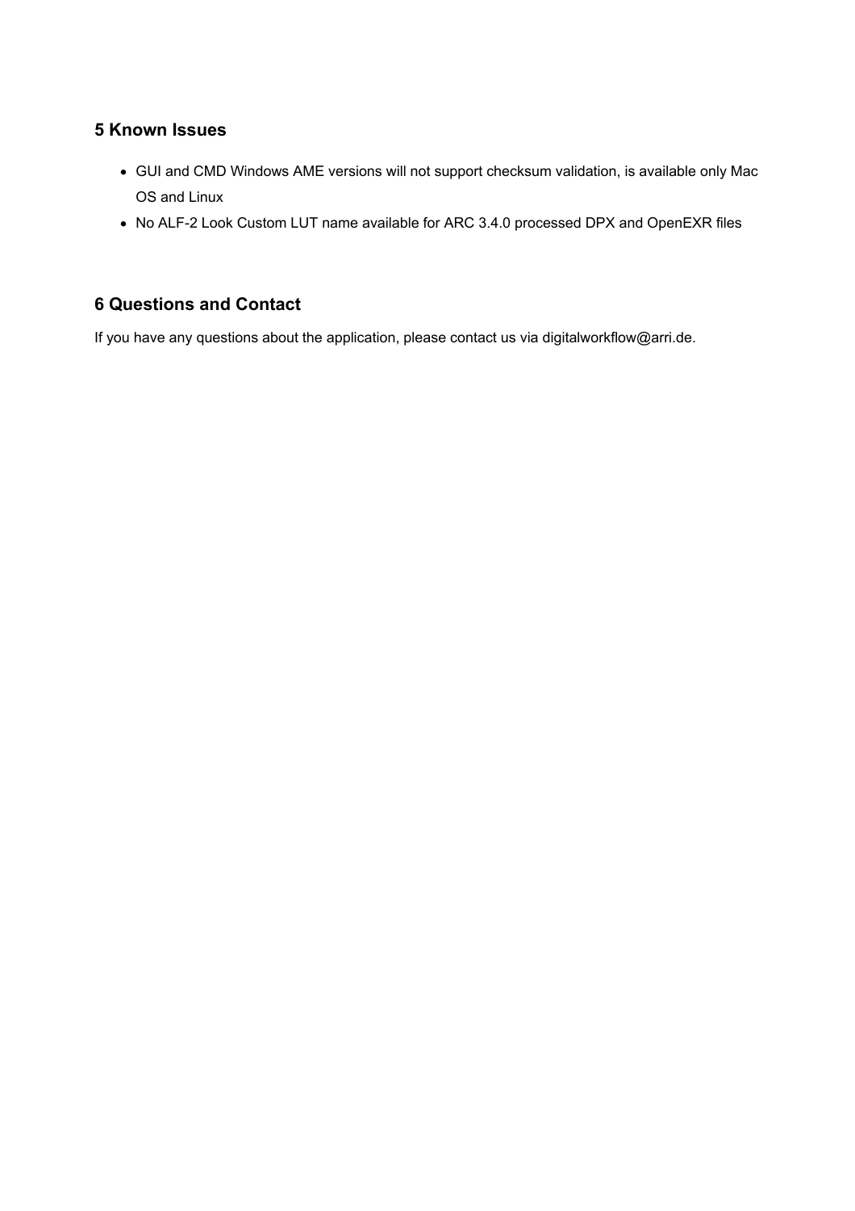## 5 Known Issues

- GUI and CMD Windows AME versions will not support checksum validation, is available only Mac OS and Linux
- No ALF-2 Look Custom LUT name available for ARC 3.4.0 processed DPX and OpenEXR files

## 6 Questions and Contact

If you have any questions about the application, please contact us via digitalworkflow@arri.de.